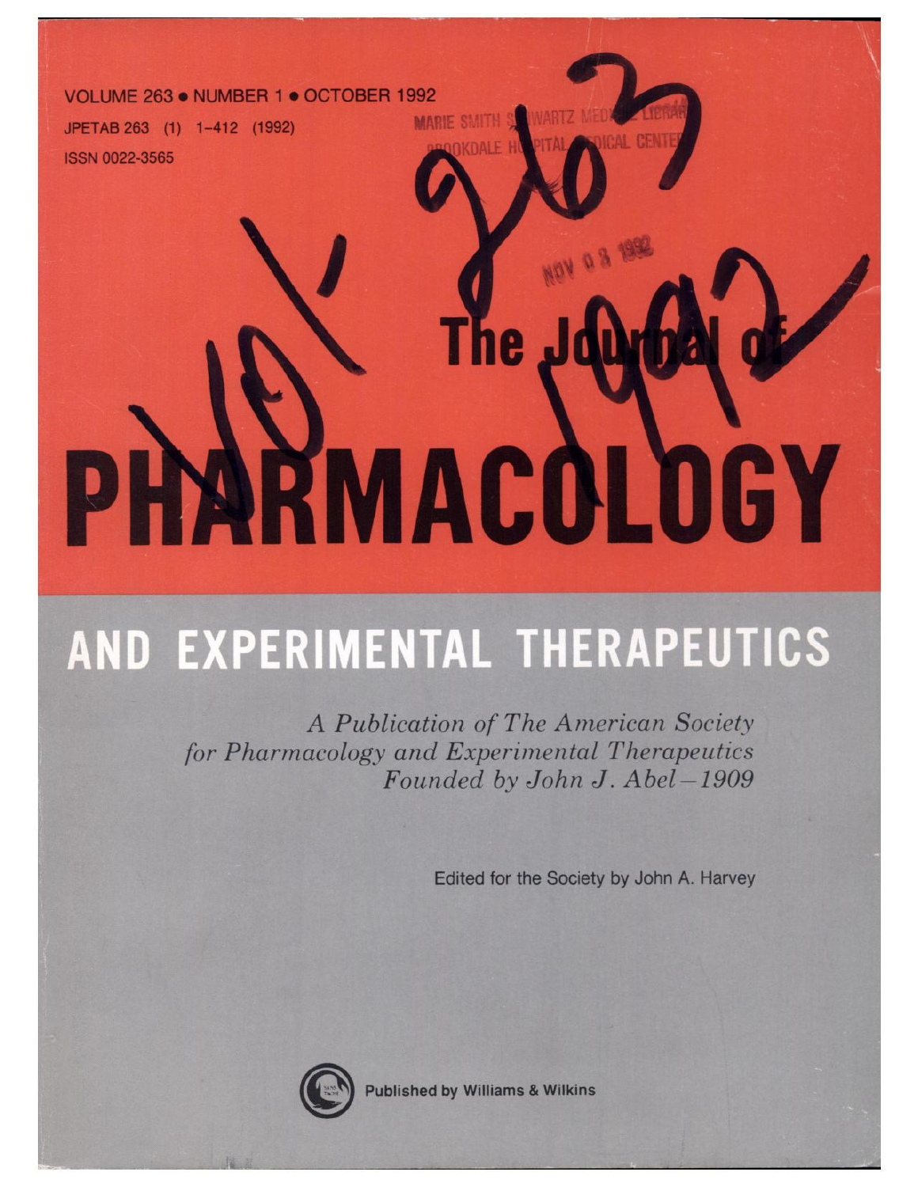VOLUME 263 • NUMBER 1 • OCTOBER 1992

JPETAB 263 (1) 1–412 (1992)

ISSN 0022-3565

MARIE SMITH SCHWARTZ MEDICAL LIBRARY
BROOKDALE HOSPITAL MEDICAL CENTER

NOV 03 1992

Vol 263 1992

# The Journal of PHARMACOLOGY AND EXPERIMENTAL THERAPEUTICS

*A Publication of The American Society for Pharmacology and Experimental Therapeutics Founded by John J. Abel—1909*

Edited for the Society by John A. Harvey

Published by Williams & Wilkins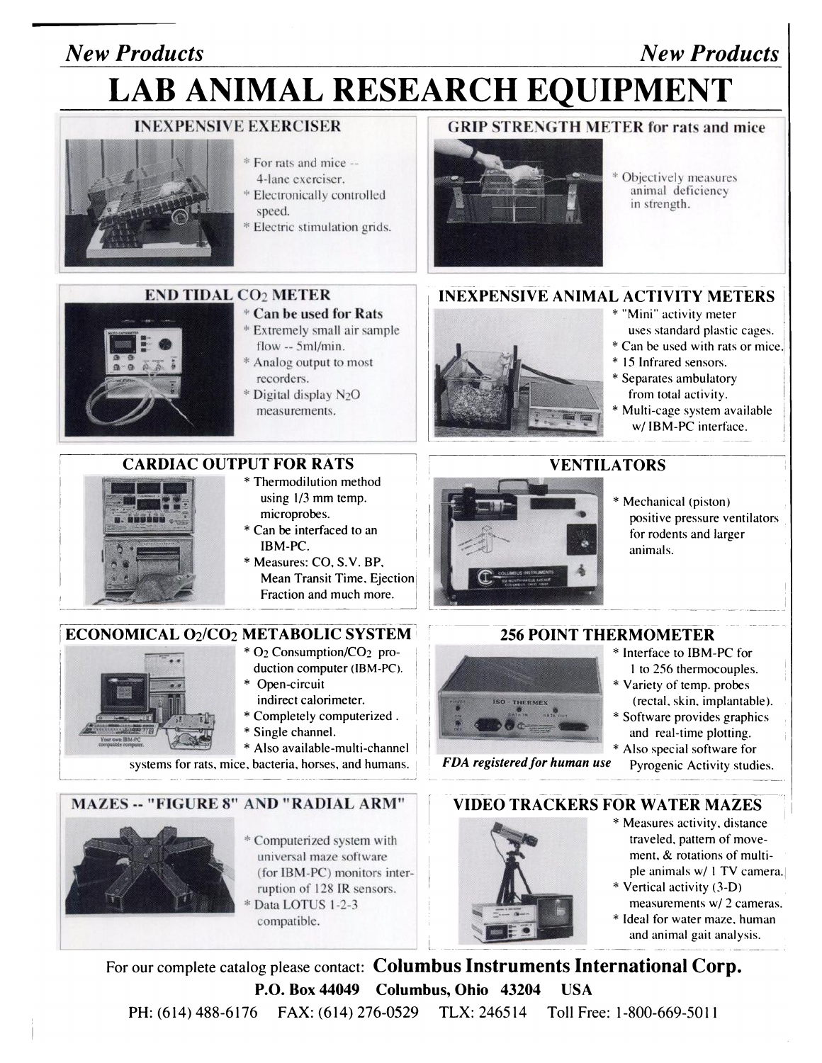*New Products* *New Products*

# LAB ANIMAL RESEARCH EQUIPMENT

## INEXPENSIVE EXERCISER

* For rats and mice -- 4-lane exerciser.
* Electronically controlled speed.
* Electric stimulation grids.

## GRIP STRENGTH METER for rats and mice

* Objectively measures animal deficiency in strength.

## END TIDAL $CO_2$ METER

* **Can be used for Rats**
* Extremely small air sample flow -- 5ml/min.
* Analog output to most recorders.
* Digital display $N_2O$ measurements.

## INEXPENSIVE ANIMAL ACTIVITY METERS

* "Mini" activity meter uses standard plastic cages.
* Can be used with rats or mice.
* 15 Infrared sensors.
* Separates ambulatory from total activity.
* Multi-cage system available w/ IBM-PC interface.

## CARDIAC OUTPUT FOR RATS

* Thermodilution method using 1/3 mm temp. microprobes.
* Can be interfaced to an IBM-PC.
* Measures: CO, S.V. BP, Mean Transit Time, Ejection Fraction and much more.

## VENTILATORS

* Mechanical (piston) positive pressure ventilators for rodents and larger animals.

## ECONOMICAL $O_2/CO_2$ METABOLIC SYSTEM

* $O_2$ Consumption/$CO_2$ production computer (IBM-PC).
* Open-circuit indirect calorimeter.
* Completely computerized .
* Single channel.
* Also available-multi-channel systems for rats, mice, bacteria, horses, and humans.

## 256 POINT THERMOMETER

* Interface to IBM-PC for 1 to 256 thermocouples.
* Variety of temp. probes (rectal, skin, implantable).
* Software provides graphics and real-time plotting.
* Also special software for Pyrogenic Activity studies.

***FDA registered for human use***

## MAZES -- "FIGURE 8" AND "RADIAL ARM"

* Computerized system with universal maze software (for IBM-PC) monitors interruption of 128 IR sensors.
* Data LOTUS 1-2-3 compatible.

## VIDEO TRACKERS FOR WATER MAZES

* Measures activity, distance traveled, pattern of movement, & rotations of multiple animals w/ 1 TV camera.
* Vertical activity (3-D) measurements w/ 2 cameras.
* Ideal for water maze, human and animal gait analysis.

For our complete catalog please contact: **Columbus Instruments International Corp.**

**P.O. Box 44049 Columbus, Ohio 43204 USA**

PH: (614) 488-6176 FAX: (614) 276-0529 TLX: 246514 Toll Free: 1-800-669-5011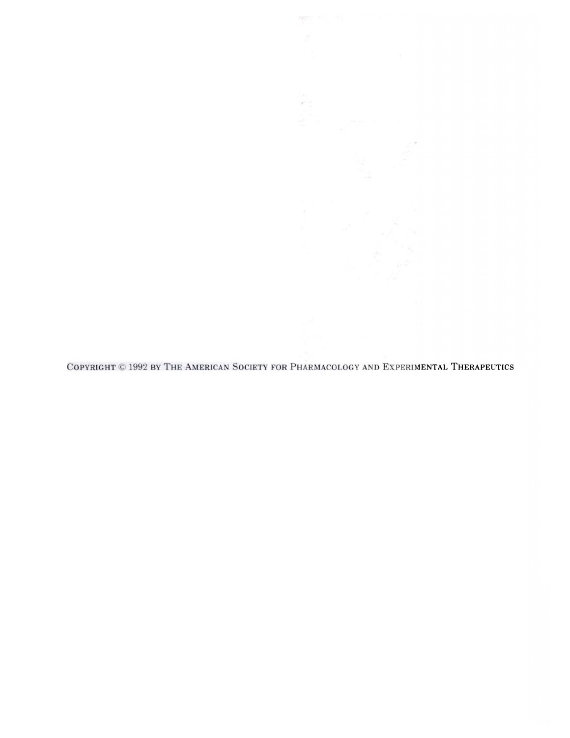COPYRIGHT © 1992 BY THE AMERICAN SOCIETY FOR PHARMACOLOGY AND EXPERIMENTAL THERAPEUTICS